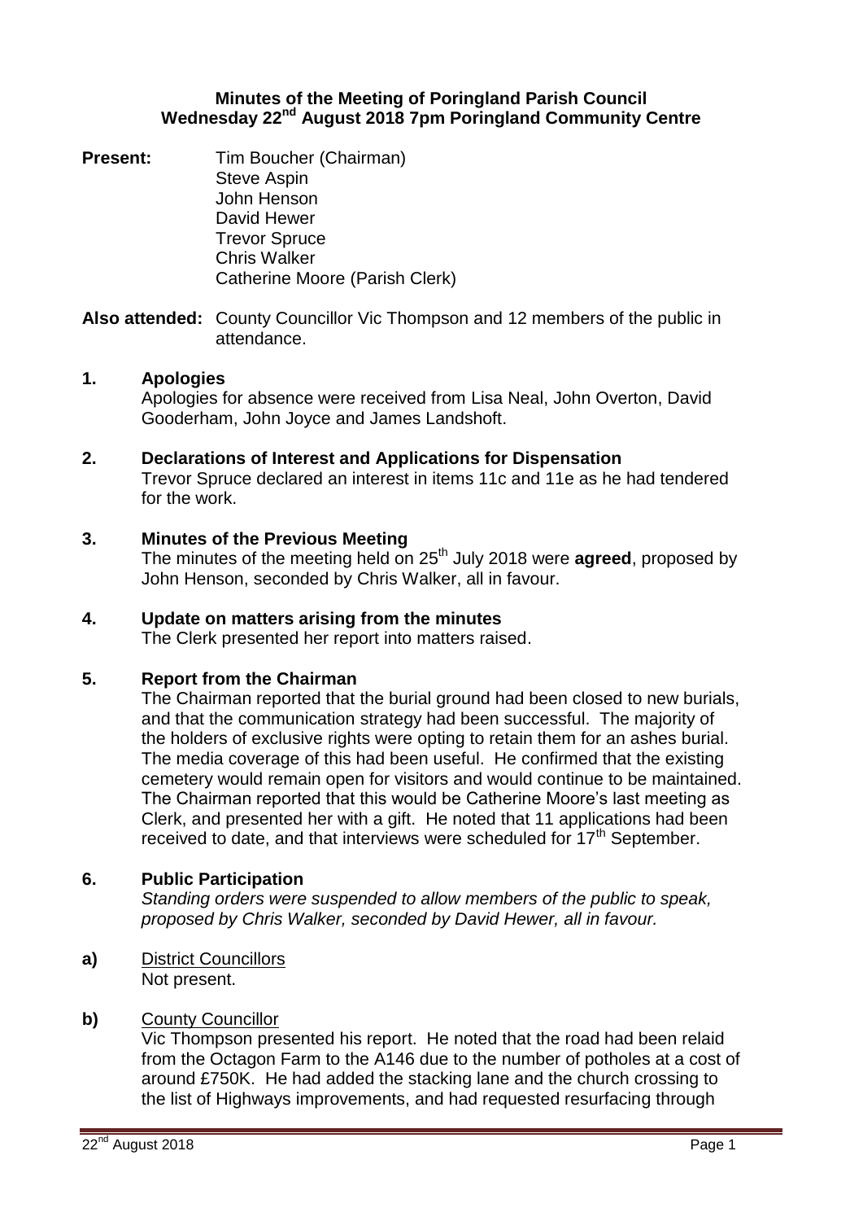**Minutes of the Meeting of Poringland Parish Council**
**Wednesday 22nd August 2018 7pm Poringland Community Centre**

**Present:** Tim Boucher (Chairman)
Steve Aspin
John Henson
David Hewer
Trevor Spruce
Chris Walker
Catherine Moore (Parish Clerk)

**Also attended:** County Councillor Vic Thompson and 12 members of the public in attendance.

**1. Apologies**

Apologies for absence were received from Lisa Neal, John Overton, David Gooderham, John Joyce and James Landshoft.

**2. Declarations of Interest and Applications for Dispensation**

Trevor Spruce declared an interest in items 11c and 11e as he had tendered for the work.

**3. Minutes of the Previous Meeting**

The minutes of the meeting held on 25th July 2018 were **agreed**, proposed by John Henson, seconded by Chris Walker, all in favour.

**4. Update on matters arising from the minutes**

The Clerk presented her report into matters raised.

**5. Report from the Chairman**

The Chairman reported that the burial ground had been closed to new burials, and that the communication strategy had been successful. The majority of the holders of exclusive rights were opting to retain them for an ashes burial. The media coverage of this had been useful. He confirmed that the existing cemetery would remain open for visitors and would continue to be maintained. The Chairman reported that this would be Catherine Moore's last meeting as Clerk, and presented her with a gift. He noted that 11 applications had been received to date, and that interviews were scheduled for 17th September.

**6. Public Participation**

*Standing orders were suspended to allow members of the public to speak, proposed by Chris Walker, seconded by David Hewer, all in favour.*

**a)** District Councillors

Not present.

**b)** County Councillor

Vic Thompson presented his report. He noted that the road had been relaid from the Octagon Farm to the A146 due to the number of potholes at a cost of around £750K. He had added the stacking lane and the church crossing to the list of Highways improvements, and had requested resurfacing through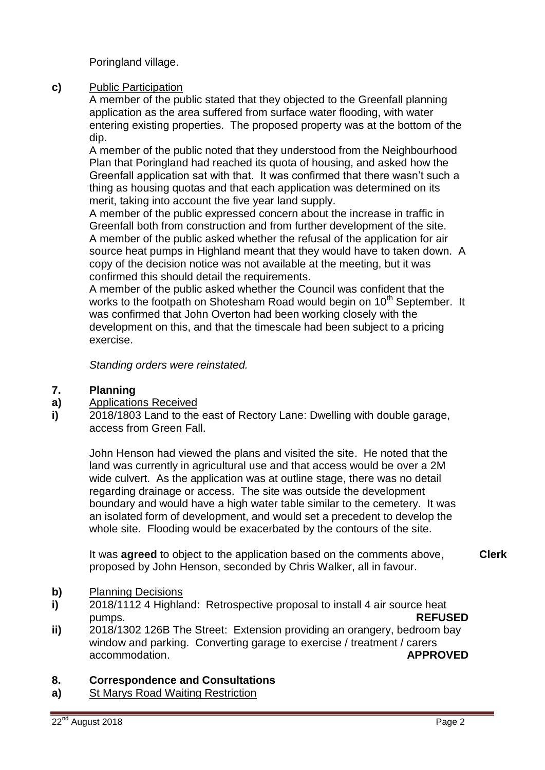Poringland village.

**c)** Public Participation

A member of the public stated that they objected to the Greenfall planning application as the area suffered from surface water flooding, with water entering existing properties. The proposed property was at the bottom of the dip.

A member of the public noted that they understood from the Neighbourhood Plan that Poringland had reached its quota of housing, and asked how the Greenfall application sat with that. It was confirmed that there wasn't such a thing as housing quotas and that each application was determined on its merit, taking into account the five year land supply.

A member of the public expressed concern about the increase in traffic in Greenfall both from construction and from further development of the site.

A member of the public asked whether the refusal of the application for air source heat pumps in Highland meant that they would have to taken down. A copy of the decision notice was not available at the meeting, but it was confirmed this should detail the requirements.

A member of the public asked whether the Council was confident that the works to the footpath on Shotesham Road would begin on 10th September. It was confirmed that John Overton had been working closely with the development on this, and that the timescale had been subject to a pricing exercise.

*Standing orders were reinstated.*

## 7. Planning

**a)** Applications Received

**i)** 2018/1803 Land to the east of Rectory Lane: Dwelling with double garage, access from Green Fall.

John Henson had viewed the plans and visited the site. He noted that the land was currently in agricultural use and that access would be over a 2M wide culvert. As the application was at outline stage, there was no detail regarding drainage or access. The site was outside the development boundary and would have a high water table similar to the cemetery. It was an isolated form of development, and would set a precedent to develop the whole site. Flooding would be exacerbated by the contours of the site.

It was **agreed** to object to the application based on the comments above, proposed by John Henson, seconded by Chris Walker, all in favour. **Clerk**

**b)** Planning Decisions

**i)** 2018/1112 4 Highland: Retrospective proposal to install 4 air source heat pumps. **REFUSED**

**ii)** 2018/1302 126B The Street: Extension providing an orangery, bedroom bay window and parking. Converting garage to exercise / treatment / carers accommodation. **APPROVED**

## 8. Correspondence and Consultations

**a)** St Marys Road Waiting Restriction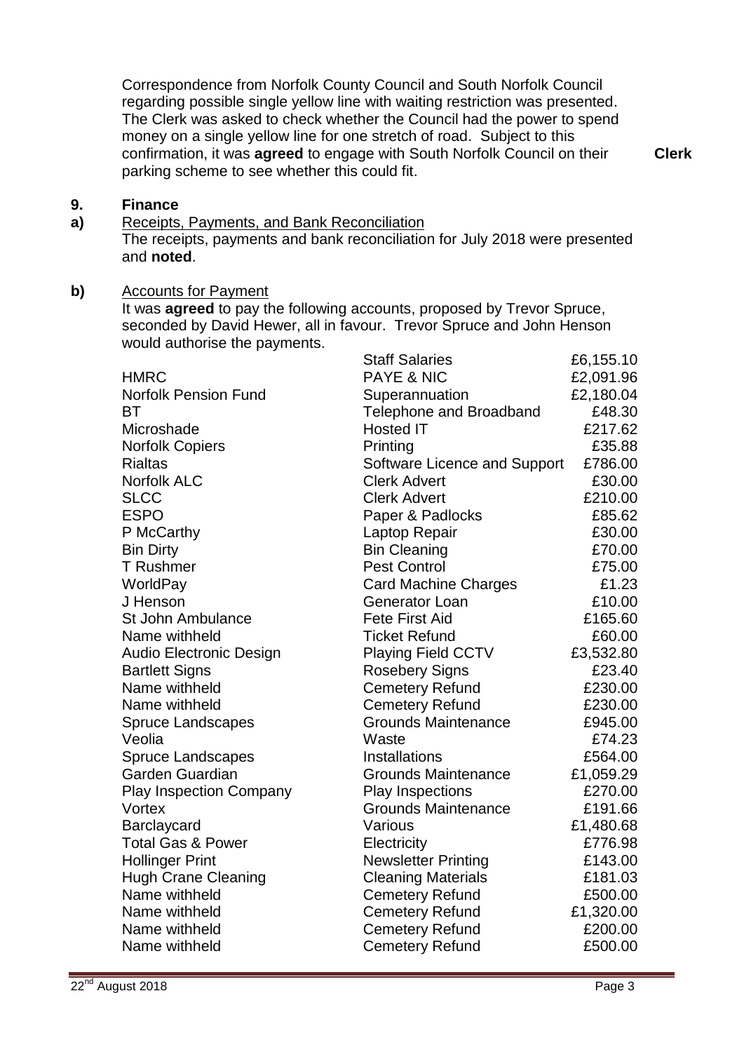Correspondence from Norfolk County Council and South Norfolk Council regarding possible single yellow line with waiting restriction was presented. The Clerk was asked to check whether the Council had the power to spend money on a single yellow line for one stretch of road. Subject to this confirmation, it was **agreed** to engage with South Norfolk Council on their parking scheme to see whether this could fit. **Clerk**

## 9. Finance

**a)** Receipts, Payments, and Bank Reconciliation

The receipts, payments and bank reconciliation for July 2018 were presented and **noted**.

**b)** Accounts for Payment

It was **agreed** to pay the following accounts, proposed by Trevor Spruce, seconded by David Hewer, all in favour. Trevor Spruce and John Henson would authorise the payments.

| Payee | Description | Amount |
|---|---|---|
| | Staff Salaries | £6,155.10 |
| HMRC | PAYE & NIC | £2,091.96 |
| Norfolk Pension Fund | Superannuation | £2,180.04 |
| BT | Telephone and Broadband | £48.30 |
| Microshade | Hosted IT | £217.62 |
| Norfolk Copiers | Printing | £35.88 |
| Rialtas | Software Licence and Support | £786.00 |
| Norfolk ALC | Clerk Advert | £30.00 |
| SLCC | Clerk Advert | £210.00 |
| ESPO | Paper & Padlocks | £85.62 |
| P McCarthy | Laptop Repair | £30.00 |
| Bin Dirty | Bin Cleaning | £70.00 |
| T Rushmer | Pest Control | £75.00 |
| WorldPay | Card Machine Charges | £1.23 |
| J Henson | Generator Loan | £10.00 |
| St John Ambulance | Fete First Aid | £165.60 |
| Name withheld | Ticket Refund | £60.00 |
| Audio Electronic Design | Playing Field CCTV | £3,532.80 |
| Bartlett Signs | Rosebery Signs | £23.40 |
| Name withheld | Cemetery Refund | £230.00 |
| Name withheld | Cemetery Refund | £230.00 |
| Spruce Landscapes | Grounds Maintenance | £945.00 |
| Veolia | Waste | £74.23 |
| Spruce Landscapes | Installations | £564.00 |
| Garden Guardian | Grounds Maintenance | £1,059.29 |
| Play Inspection Company | Play Inspections | £270.00 |
| Vortex | Grounds Maintenance | £191.66 |
| Barclaycard | Various | £1,480.68 |
| Total Gas & Power | Electricity | £776.98 |
| Hollinger Print | Newsletter Printing | £143.00 |
| Hugh Crane Cleaning | Cleaning Materials | £181.03 |
| Name withheld | Cemetery Refund | £500.00 |
| Name withheld | Cemetery Refund | £1,320.00 |
| Name withheld | Cemetery Refund | £200.00 |
| Name withheld | Cemetery Refund | £500.00 |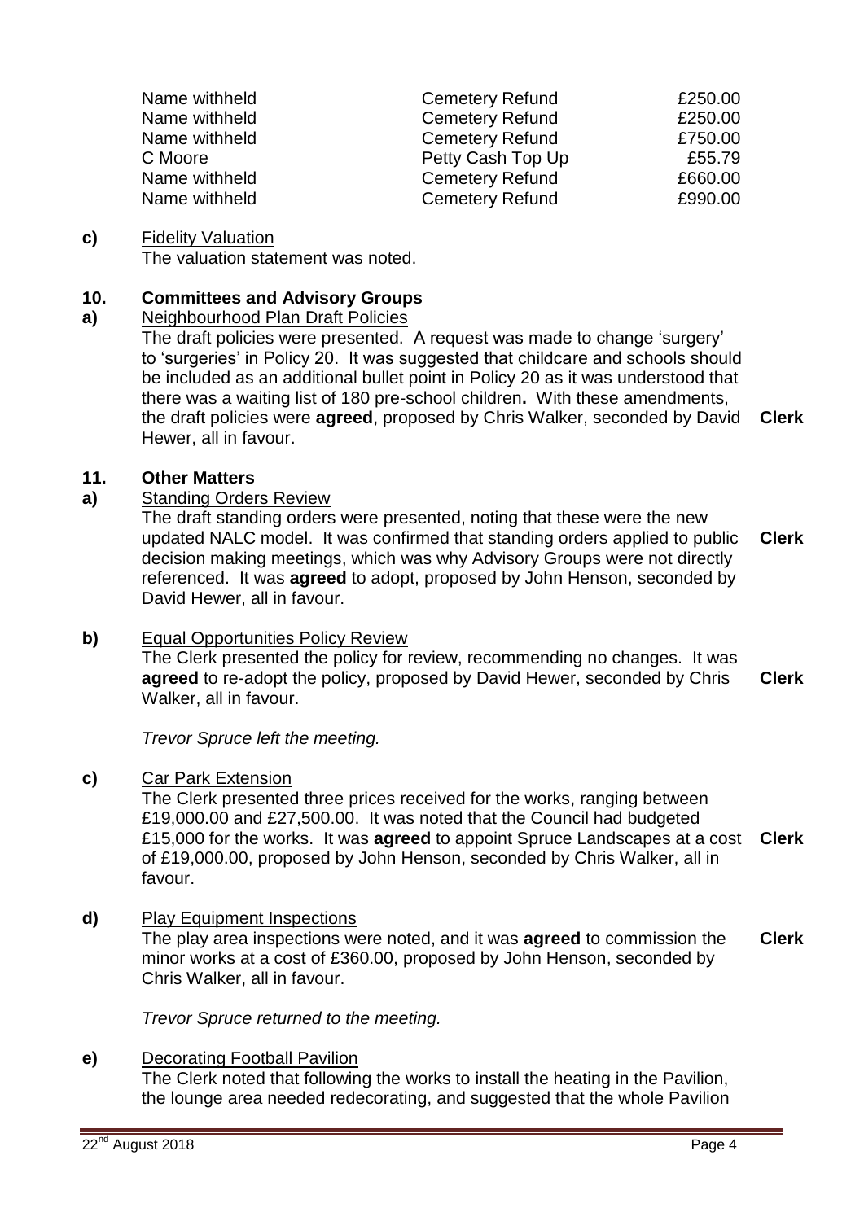| | | |
|---|---|---|
| Name withheld | Cemetery Refund | £250.00 |
| Name withheld | Cemetery Refund | £250.00 |
| Name withheld | Cemetery Refund | £750.00 |
| C Moore | Petty Cash Top Up | £55.79 |
| Name withheld | Cemetery Refund | £660.00 |
| Name withheld | Cemetery Refund | £990.00 |

**c)** Fidelity Valuation
The valuation statement was noted.

**10. Committees and Advisory Groups**

**a)** Neighbourhood Plan Draft Policies
The draft policies were presented. A request was made to change 'surgery' to 'surgeries' in Policy 20. It was suggested that childcare and schools should be included as an additional bullet point in Policy 20 as it was understood that there was a waiting list of 180 pre-school children**.** With these amendments, the draft policies were **agreed**, proposed by Chris Walker, seconded by David Hewer, all in favour. **Clerk**

**11. Other Matters**

**a)** Standing Orders Review
The draft standing orders were presented, noting that these were the new updated NALC model. It was confirmed that standing orders applied to public decision making meetings, which was why Advisory Groups were not directly referenced. It was **agreed** to adopt, proposed by John Henson, seconded by David Hewer, all in favour. **Clerk**

**b)** Equal Opportunities Policy Review
The Clerk presented the policy for review, recommending no changes. It was **agreed** to re-adopt the policy, proposed by David Hewer, seconded by Chris Walker, all in favour. **Clerk**

*Trevor Spruce left the meeting.*

**c)** Car Park Extension
The Clerk presented three prices received for the works, ranging between £19,000.00 and £27,500.00. It was noted that the Council had budgeted £15,000 for the works. It was **agreed** to appoint Spruce Landscapes at a cost of £19,000.00, proposed by John Henson, seconded by Chris Walker, all in favour. **Clerk**

**d)** Play Equipment Inspections
The play area inspections were noted, and it was **agreed** to commission the minor works at a cost of £360.00, proposed by John Henson, seconded by Chris Walker, all in favour. **Clerk**

*Trevor Spruce returned to the meeting.*

**e)** Decorating Football Pavilion
The Clerk noted that following the works to install the heating in the Pavilion, the lounge area needed redecorating, and suggested that the whole Pavilion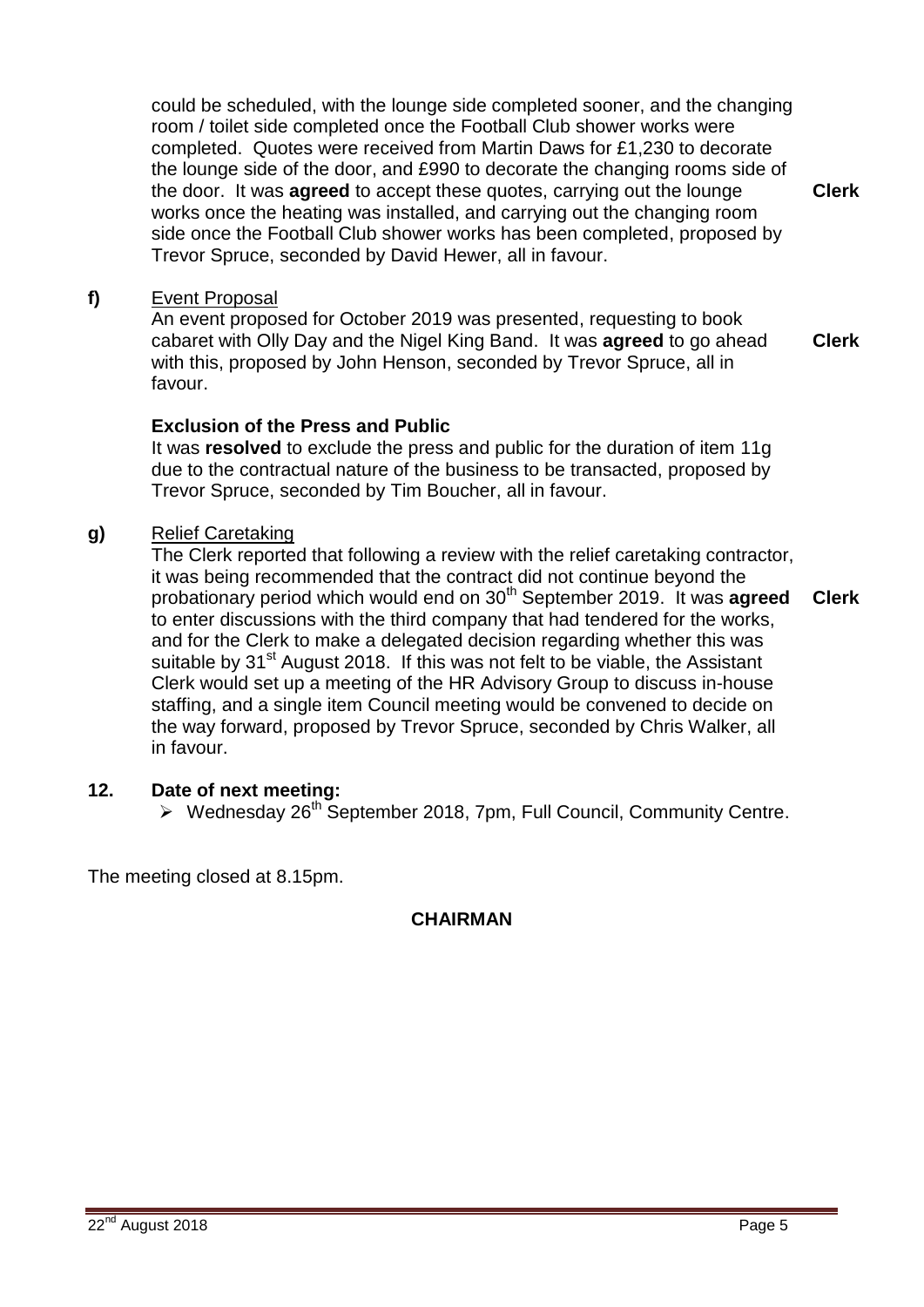could be scheduled, with the lounge side completed sooner, and the changing room / toilet side completed once the Football Club shower works were completed. Quotes were received from Martin Daws for £1,230 to decorate the lounge side of the door, and £990 to decorate the changing rooms side of the door. It was **agreed** to accept these quotes, carrying out the lounge works once the heating was installed, and carrying out the changing room side once the Football Club shower works has been completed, proposed by Trevor Spruce, seconded by David Hewer, all in favour. **Clerk**

**f)** Event Proposal

An event proposed for October 2019 was presented, requesting to book cabaret with Olly Day and the Nigel King Band. It was **agreed** to go ahead with this, proposed by John Henson, seconded by Trevor Spruce, all in favour. **Clerk**

**Exclusion of the Press and Public**

It was **resolved** to exclude the press and public for the duration of item 11g due to the contractual nature of the business to be transacted, proposed by Trevor Spruce, seconded by Tim Boucher, all in favour.

**g)** Relief Caretaking

The Clerk reported that following a review with the relief caretaking contractor, it was being recommended that the contract did not continue beyond the probationary period which would end on 30th September 2019. It was **agreed** to enter discussions with the third company that had tendered for the works, and for the Clerk to make a delegated decision regarding whether this was suitable by 31st August 2018. If this was not felt to be viable, the Assistant Clerk would set up a meeting of the HR Advisory Group to discuss in-house staffing, and a single item Council meeting would be convened to decide on the way forward, proposed by Trevor Spruce, seconded by Chris Walker, all in favour. **Clerk**

## 12. Date of next meeting:

- Wednesday 26th September 2018, 7pm, Full Council, Community Centre.

The meeting closed at 8.15pm.

**CHAIRMAN**